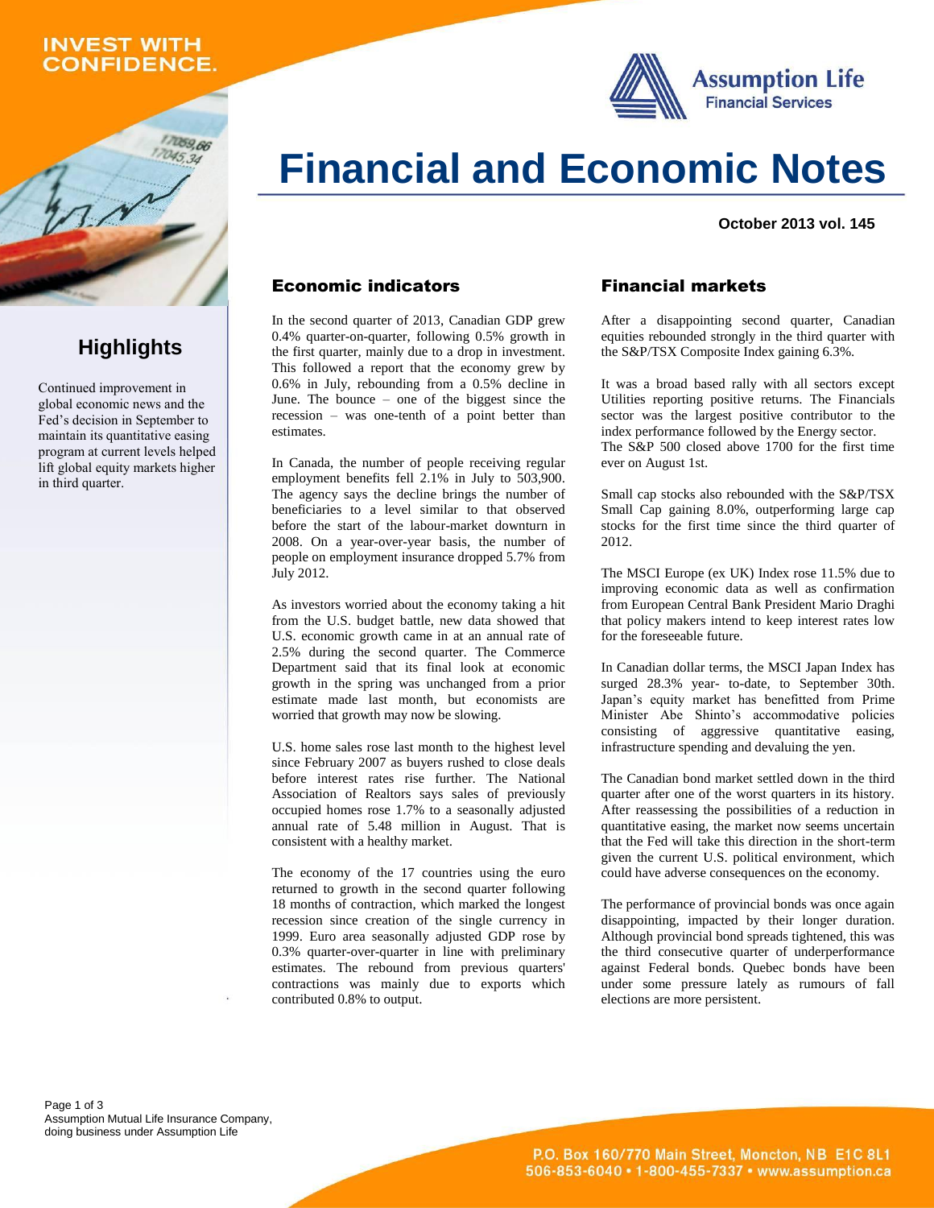INVEST WITH CONFIDENCE.

Assumption Life Financial Services

# Financial and Economic Notes

**October 2013 vol. 145**

## Highlights

Continued improvement in global economic news and the Fed's decision in September to maintain its quantitative easing program at current levels helped lift global equity markets higher in third quarter.

## Economic indicators

In the second quarter of 2013, Canadian GDP grew 0.4% quarter-on-quarter, following 0.5% growth in the first quarter, mainly due to a drop in investment. This followed a report that the economy grew by 0.6% in July, rebounding from a 0.5% decline in June. The bounce – one of the biggest since the recession – was one-tenth of a point better than estimates.

In Canada, the number of people receiving regular employment benefits fell 2.1% in July to 503,900. The agency says the decline brings the number of beneficiaries to a level similar to that observed before the start of the labour-market downturn in 2008. On a year-over-year basis, the number of people on employment insurance dropped 5.7% from July 2012.

As investors worried about the economy taking a hit from the U.S. budget battle, new data showed that U.S. economic growth came in at an annual rate of 2.5% during the second quarter. The Commerce Department said that its final look at economic growth in the spring was unchanged from a prior estimate made last month, but economists are worried that growth may now be slowing.

U.S. home sales rose last month to the highest level since February 2007 as buyers rushed to close deals before interest rates rise further. The National Association of Realtors says sales of previously occupied homes rose 1.7% to a seasonally adjusted annual rate of 5.48 million in August. That is consistent with a healthy market.

The economy of the 17 countries using the euro returned to growth in the second quarter following 18 months of contraction, which marked the longest recession since creation of the single currency in 1999. Euro area seasonally adjusted GDP rose by 0.3% quarter-over-quarter in line with preliminary estimates. The rebound from previous quarters' contractions was mainly due to exports which contributed 0.8% to output.

## Financial markets

After a disappointing second quarter, Canadian equities rebounded strongly in the third quarter with the S&P/TSX Composite Index gaining 6.3%.

It was a broad based rally with all sectors except Utilities reporting positive returns. The Financials sector was the largest positive contributor to the index performance followed by the Energy sector. The S&P 500 closed above 1700 for the first time ever on August 1st.

Small cap stocks also rebounded with the S&P/TSX Small Cap gaining 8.0%, outperforming large cap stocks for the first time since the third quarter of 2012.

The MSCI Europe (ex UK) Index rose 11.5% due to improving economic data as well as confirmation from European Central Bank President Mario Draghi that policy makers intend to keep interest rates low for the foreseeable future.

In Canadian dollar terms, the MSCI Japan Index has surged 28.3% year- to-date, to September 30th. Japan's equity market has benefitted from Prime Minister Abe Shinto's accommodative policies consisting of aggressive quantitative easing, infrastructure spending and devaluing the yen.

The Canadian bond market settled down in the third quarter after one of the worst quarters in its history. After reassessing the possibilities of a reduction in quantitative easing, the market now seems uncertain that the Fed will take this direction in the short-term given the current U.S. political environment, which could have adverse consequences on the economy.

The performance of provincial bonds was once again disappointing, impacted by their longer duration. Although provincial bond spreads tightened, this was the third consecutive quarter of underperformance against Federal bonds. Quebec bonds have been under some pressure lately as rumours of fall elections are more persistent.

Assumption Mutual Life Insurance Company, doing business under Assumption Life

P.O. Box 160/770 Main Street, Moncton, NB E1C 8L1
506-853-6040 • 1-800-455-7337 • www.assumption.ca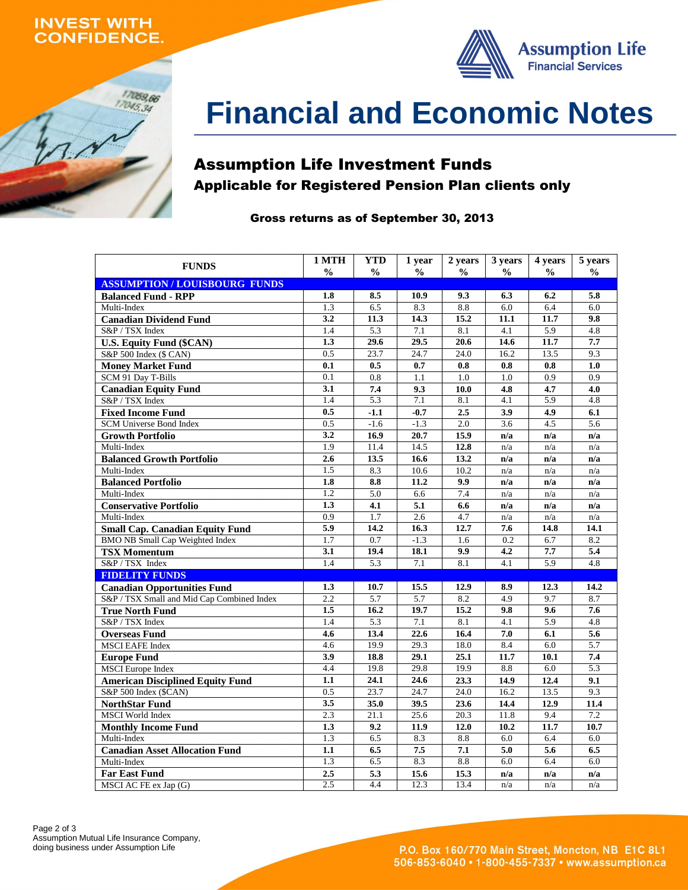INVEST WITH CONFIDENCE.

Assumption Life Financial Services

# Financial and Economic Notes

## Assumption Life Investment Funds

### Applicable for Registered Pension Plan clients only

**Gross returns as of September 30, 2013**

| FUNDS | 1 MTH % | YTD % | 1 year % | 2 years % | 3 years % | 4 years % | 5 years % |
|---|---|---|---|---|---|---|---|
| **ASSUMPTION / LOUISBOURG FUNDS** | | | | | | | |
| **Balanced Fund - RPP** | **1.8** | **8.5** | **10.9** | **9.3** | **6.3** | **6.2** | **5.8** |
| Multi-Index | 1.3 | 6.5 | 8.3 | 8.8 | 6.0 | 6.4 | 6.0 |
| **Canadian Dividend Fund** | **3.2** | **11.3** | **14.3** | **15.2** | **11.1** | **11.7** | **9.8** |
| S&P / TSX Index | 1.4 | 5.3 | 7.1 | 8.1 | 4.1 | 5.9 | 4.8 |
| **U.S. Equity Fund ($CAN)** | **1.3** | **29.6** | **29.5** | **20.6** | **14.6** | **11.7** | **7.7** |
| S&P 500 Index ($ CAN) | 0.5 | 23.7 | 24.7 | 24.0 | 16.2 | 13.5 | 9.3 |
| **Money Market Fund** | **0.1** | **0.5** | **0.7** | **0.8** | **0.8** | **0.8** | **1.0** |
| SCM 91 Day T-Bills | 0.1 | 0.8 | 1.1 | 1.0 | 1.0 | 0.9 | 0.9 |
| **Canadian Equity Fund** | **3.1** | **7.4** | **9.3** | **10.0** | **4.8** | **4.7** | **4.0** |
| S&P / TSX Index | 1.4 | 5.3 | 7.1 | 8.1 | 4.1 | 5.9 | 4.8 |
| **Fixed Income Fund** | **0.5** | **-1.1** | **-0.7** | **2.5** | **3.9** | **4.9** | **6.1** |
| SCM Universe Bond Index | 0.5 | -1.6 | -1.3 | 2.0 | 3.6 | 4.5 | 5.6 |
| **Growth Portfolio** | **3.2** | **16.9** | **20.7** | **15.9** | **n/a** | **n/a** | **n/a** |
| Multi-Index | 1.9 | 11.4 | 14.5 | **12.8** | n/a | n/a | n/a |
| **Balanced Growth Portfolio** | **2.6** | **13.5** | **16.6** | **13.2** | **n/a** | **n/a** | **n/a** |
| Multi-Index | 1.5 | 8.3 | 10.6 | 10.2 | n/a | n/a | n/a |
| **Balanced Portfolio** | **1.8** | **8.8** | **11.2** | **9.9** | **n/a** | **n/a** | **n/a** |
| Multi-Index | 1.2 | 5.0 | 6.6 | 7.4 | n/a | n/a | n/a |
| **Conservative Portfolio** | **1.3** | **4.1** | **5.1** | **6.6** | **n/a** | **n/a** | **n/a** |
| Multi-Index | 0.9 | 1.7 | 2.6 | 4.7 | n/a | n/a | n/a |
| **Small Cap. Canadian Equity Fund** | **5.9** | **14.2** | **16.3** | **12.7** | **7.6** | **14.8** | **14.1** |
| BMO NB Small Cap Weighted Index | 1.7 | 0.7 | -1.3 | 1.6 | 0.2 | 6.7 | 8.2 |
| **TSX Momentum** | **3.1** | **19.4** | **18.1** | **9.9** | **4.2** | **7.7** | **5.4** |
| S&P / TSX Index | 1.4 | 5.3 | 7.1 | 8.1 | 4.1 | 5.9 | 4.8 |
| **FIDELITY FUNDS** | | | | | | | |
| **Canadian Opportunities Fund** | **1.3** | **10.7** | **15.5** | **12.9** | **8.9** | **12.3** | **14.2** |
| S&P / TSX Small and Mid Cap Combined Index | 2.2 | 5.7 | 5.7 | 8.2 | 4.9 | 9.7 | 8.7 |
| **True North Fund** | **1.5** | **16.2** | **19.7** | **15.2** | **9.8** | **9.6** | **7.6** |
| S&P / TSX Index | 1.4 | 5.3 | 7.1 | 8.1 | 4.1 | 5.9 | 4.8 |
| **Overseas Fund** | **4.6** | **13.4** | **22.6** | **16.4** | **7.0** | **6.1** | **5.6** |
| MSCI EAFE Index | 4.6 | 19.9 | 29.3 | 18.0 | 8.4 | 6.0 | 5.7 |
| **Europe Fund** | **3.9** | **18.8** | **29.1** | **25.1** | **11.7** | **10.1** | **7.4** |
| MSCI Europe Index | 4.4 | 19.8 | 29.8 | 19.9 | 8.8 | 6.0 | 5.3 |
| **American Disciplined Equity Fund** | **1.1** | **24.1** | **24.6** | **23.3** | **14.9** | **12.4** | **9.1** |
| S&P 500 Index ($CAN) | 0.5 | 23.7 | 24.7 | 24.0 | 16.2 | 13.5 | 9.3 |
| **NorthStar Fund** | **3.5** | **35.0** | **39.5** | **23.6** | **14.4** | **12.9** | **11.4** |
| MSCI World Index | 2.3 | 21.1 | 25.6 | 20.3 | 11.8 | 9.4 | 7.2 |
| **Monthly Income Fund** | **1.3** | **9.2** | **11.9** | **12.0** | **10.2** | **11.7** | **10.7** |
| Multi-Index | 1.3 | 6.5 | 8.3 | 8.8 | 6.0 | 6.4 | 6.0 |
| **Canadian Asset Allocation Fund** | **1.1** | **6.5** | **7.5** | **7.1** | **5.0** | **5.6** | **6.5** |
| Multi-Index | 1.3 | 6.5 | 8.3 | 8.8 | 6.0 | 6.4 | 6.0 |
| **Far East Fund** | **2.5** | **5.3** | **15.6** | **15.3** | **n/a** | **n/a** | **n/a** |
| MSCI AC FE ex Jap (G) | 2.5 | 4.4 | 12.3 | 13.4 | n/a | n/a | n/a |

Assumption Mutual Life Insurance Company, doing business under Assumption Life

P.O. Box 160/770 Main Street, Moncton, NB E1C 8L1
506-853-6040 • 1-800-455-7337 • www.assumption.ca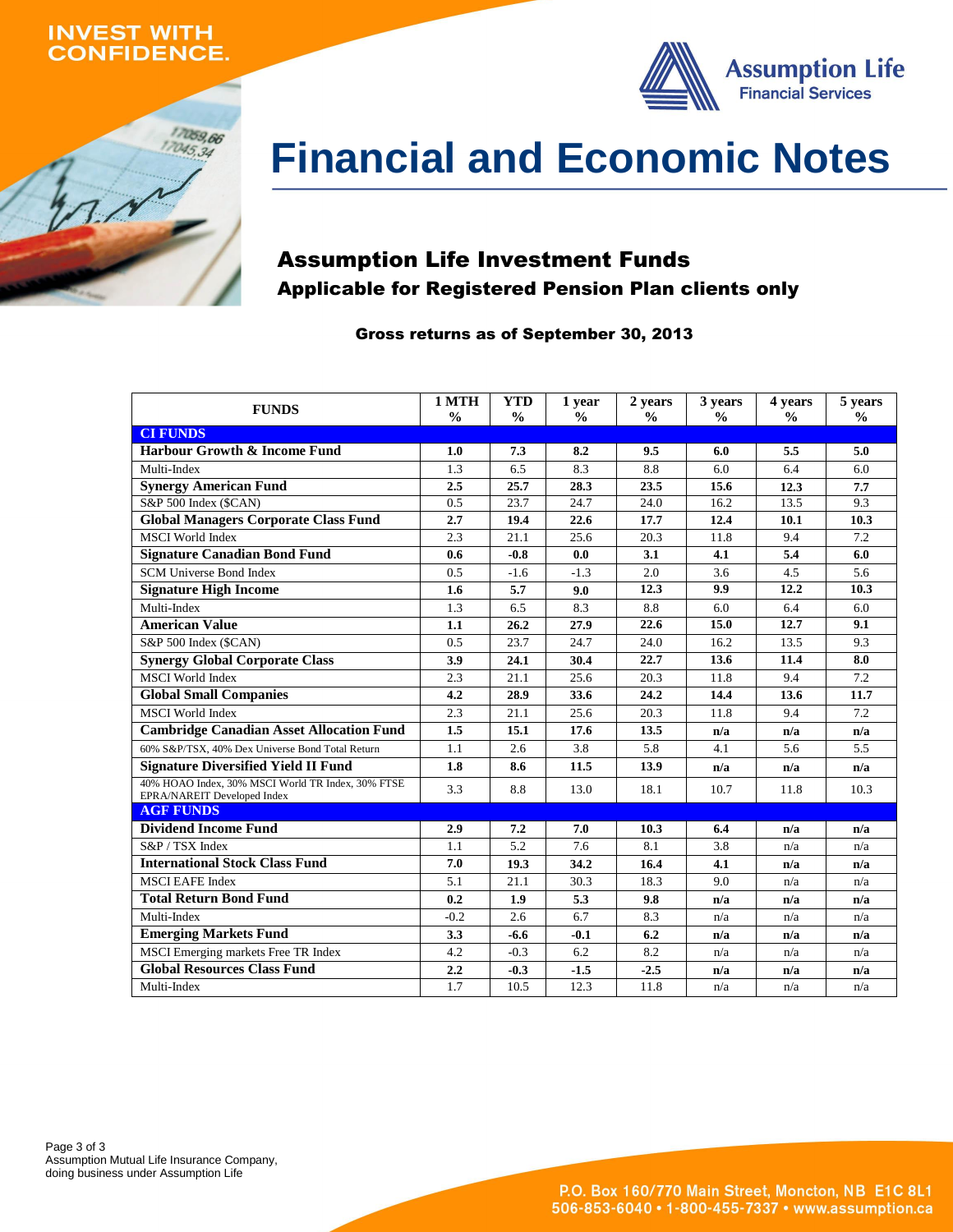INVEST WITH CONFIDENCE.

Assumption Life Financial Services

# Financial and Economic Notes

## Assumption Life Investment Funds

### Applicable for Registered Pension Plan clients only

**Gross returns as of September 30, 2013**

| FUNDS | 1 MTH % | YTD % | 1 year % | 2 years % | 3 years % | 4 years % | 5 years % |
|---|---|---|---|---|---|---|---|
| **CI FUNDS** | | | | | | | |
| **Harbour Growth & Income Fund** | **1.0** | **7.3** | **8.2** | **9.5** | **6.0** | **5.5** | **5.0** |
| Multi-Index | 1.3 | 6.5 | 8.3 | 8.8 | 6.0 | 6.4 | 6.0 |
| **Synergy American Fund** | **2.5** | **25.7** | **28.3** | **23.5** | **15.6** | **12.3** | **7.7** |
| S&P 500 Index ($CAN) | 0.5 | 23.7 | 24.7 | 24.0 | 16.2 | 13.5 | 9.3 |
| **Global Managers Corporate Class Fund** | **2.7** | **19.4** | **22.6** | **17.7** | **12.4** | **10.1** | **10.3** |
| MSCI World Index | 2.3 | 21.1 | 25.6 | 20.3 | 11.8 | 9.4 | 7.2 |
| **Signature Canadian Bond Fund** | **0.6** | **-0.8** | **0.0** | **3.1** | **4.1** | **5.4** | **6.0** |
| SCM Universe Bond Index | 0.5 | -1.6 | -1.3 | 2.0 | 3.6 | 4.5 | 5.6 |
| **Signature High Income** | **1.6** | **5.7** | **9.0** | **12.3** | **9.9** | **12.2** | **10.3** |
| Multi-Index | 1.3 | 6.5 | 8.3 | 8.8 | 6.0 | 6.4 | 6.0 |
| **American Value** | **1.1** | **26.2** | **27.9** | **22.6** | **15.0** | **12.7** | **9.1** |
| S&P 500 Index ($CAN) | 0.5 | 23.7 | 24.7 | 24.0 | 16.2 | 13.5 | 9.3 |
| **Synergy Global Corporate Class** | **3.9** | **24.1** | **30.4** | **22.7** | **13.6** | **11.4** | **8.0** |
| MSCI World Index | 2.3 | 21.1 | 25.6 | 20.3 | 11.8 | 9.4 | 7.2 |
| **Global Small Companies** | **4.2** | **28.9** | **33.6** | **24.2** | **14.4** | **13.6** | **11.7** |
| MSCI World Index | 2.3 | 21.1 | 25.6 | 20.3 | 11.8 | 9.4 | 7.2 |
| **Cambridge Canadian Asset Allocation Fund** | **1.5** | **15.1** | **17.6** | **13.5** | **n/a** | **n/a** | **n/a** |
| 60% S&P/TSX, 40% Dex Universe Bond Total Return | 1.1 | 2.6 | 3.8 | 5.8 | 4.1 | 5.6 | 5.5 |
| **Signature Diversified Yield II Fund** | **1.8** | **8.6** | **11.5** | **13.9** | **n/a** | **n/a** | **n/a** |
| 40% HOAO Index, 30% MSCI World TR Index, 30% FTSE EPRA/NAREIT Developed Index | 3.3 | 8.8 | 13.0 | 18.1 | 10.7 | 11.8 | 10.3 |
| **AGF FUNDS** | | | | | | | |
| **Dividend Income Fund** | **2.9** | **7.2** | **7.0** | **10.3** | **6.4** | **n/a** | **n/a** |
| S&P / TSX Index | 1.1 | 5.2 | 7.6 | 8.1 | 3.8 | n/a | n/a |
| **International Stock Class Fund** | **7.0** | **19.3** | **34.2** | **16.4** | **4.1** | **n/a** | **n/a** |
| MSCI EAFE Index | 5.1 | 21.1 | 30.3 | 18.3 | 9.0 | n/a | n/a |
| **Total Return Bond Fund** | **0.2** | **1.9** | **5.3** | **9.8** | **n/a** | **n/a** | **n/a** |
| Multi-Index | -0.2 | 2.6 | 6.7 | 8.3 | n/a | n/a | n/a |
| **Emerging Markets Fund** | **3.3** | **-6.6** | **-0.1** | **6.2** | **n/a** | **n/a** | **n/a** |
| MSCI Emerging markets Free TR Index | 4.2 | -0.3 | 6.2 | 8.2 | n/a | n/a | n/a |
| **Global Resources Class Fund** | **2.2** | **-0.3** | **-1.5** | **-2.5** | **n/a** | **n/a** | **n/a** |
| Multi-Index | 1.7 | 10.5 | 12.3 | 11.8 | n/a | n/a | n/a |

Assumption Mutual Life Insurance Company, doing business under Assumption Life

P.O. Box 160/770 Main Street, Moncton, NB E1C 8L1
506-853-6040 • 1-800-455-7337 • www.assumption.ca